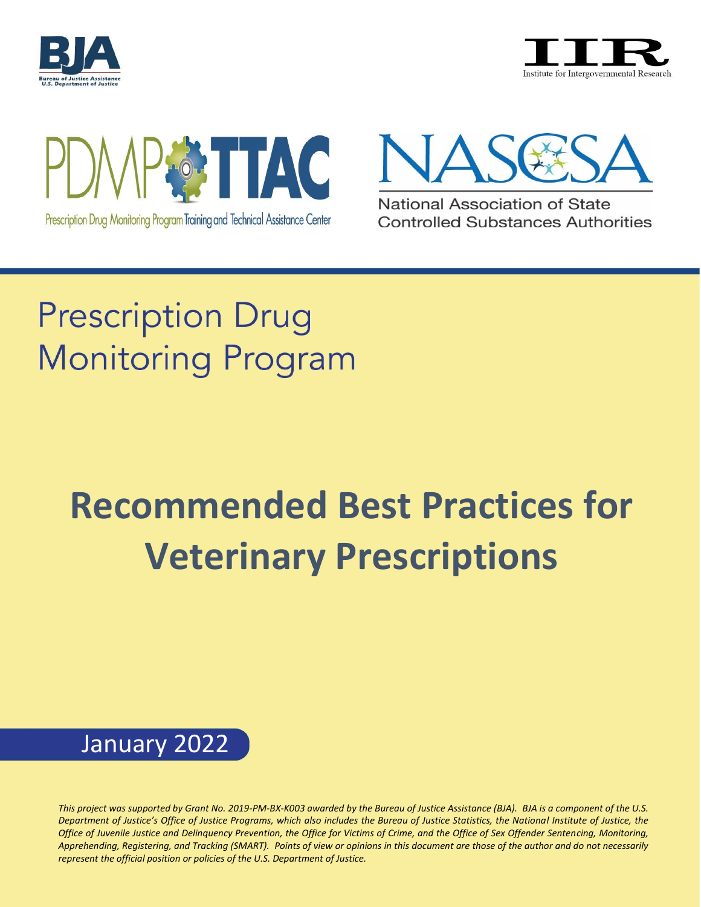BJA
Bureau of Justice Assistance
U.S. Department of Justice

IIR
Institute for Intergovernmental Research

PDMP TTAC
Prescription Drug Monitoring Program Training and Technical Assistance Center

NASCSA
National Association of State Controlled Substances Authorities

# Prescription Drug Monitoring Program

# Recommended Best Practices for Veterinary Prescriptions

January 2022

*This project was supported by Grant No. 2019-PM-BX-K003 awarded by the Bureau of Justice Assistance (BJA). BJA is a component of the U.S. Department of Justice's Office of Justice Programs, which also includes the Bureau of Justice Statistics, the National Institute of Justice, the Office of Juvenile Justice and Delinquency Prevention, the Office for Victims of Crime, and the Office of Sex Offender Sentencing, Monitoring, Apprehending, Registering, and Tracking (SMART). Points of view or opinions in this document are those of the author and do not necessarily represent the official position or policies of the U.S. Department of Justice.*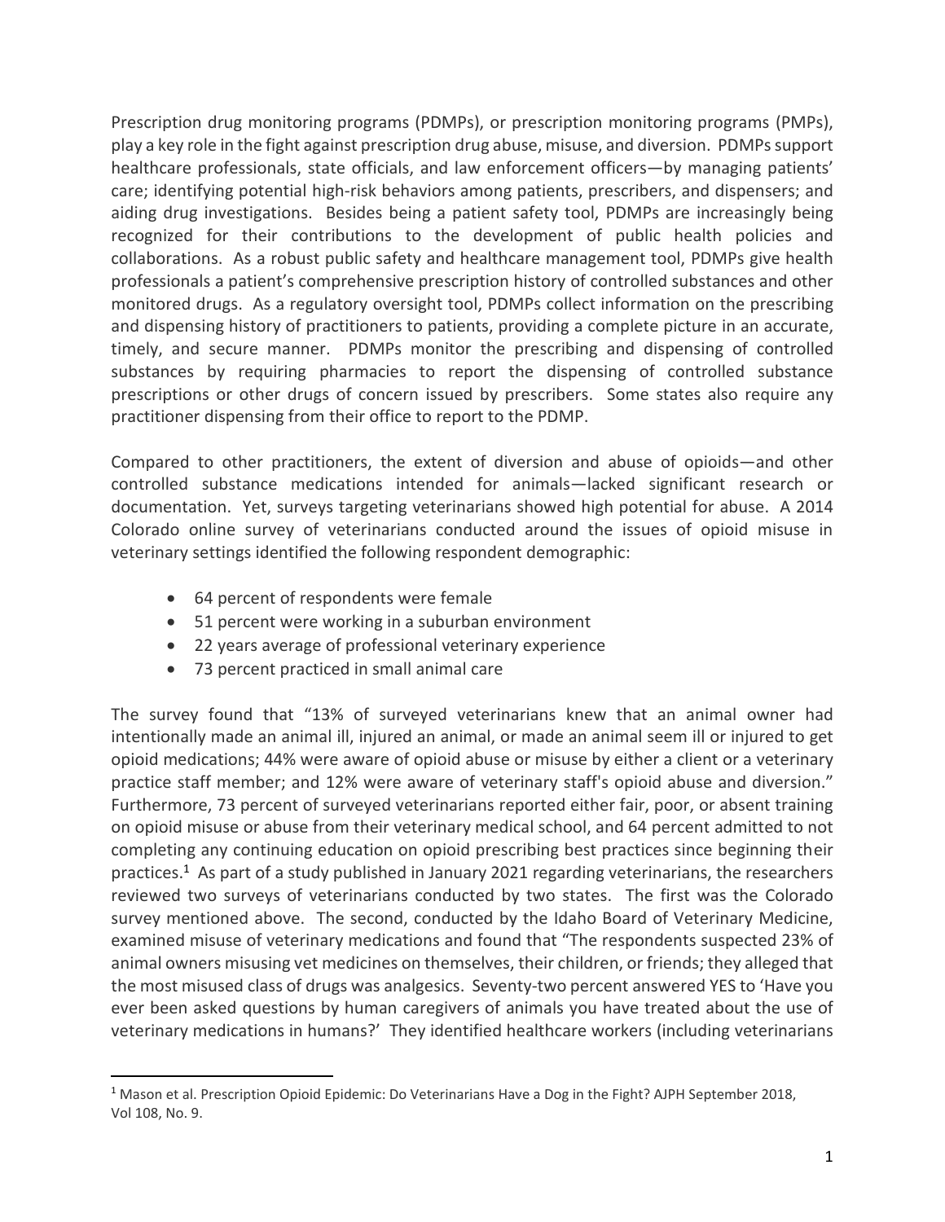Prescription drug monitoring programs (PDMPs), or prescription monitoring programs (PMPs), play a key role in the fight against prescription drug abuse, misuse, and diversion. PDMPs support healthcare professionals, state officials, and law enforcement officers—by managing patients' care; identifying potential high-risk behaviors among patients, prescribers, and dispensers; and aiding drug investigations. Besides being a patient safety tool, PDMPs are increasingly being recognized for their contributions to the development of public health policies and collaborations. As a robust public safety and healthcare management tool, PDMPs give health professionals a patient's comprehensive prescription history of controlled substances and other monitored drugs. As a regulatory oversight tool, PDMPs collect information on the prescribing and dispensing history of practitioners to patients, providing a complete picture in an accurate, timely, and secure manner. PDMPs monitor the prescribing and dispensing of controlled substances by requiring pharmacies to report the dispensing of controlled substance prescriptions or other drugs of concern issued by prescribers. Some states also require any practitioner dispensing from their office to report to the PDMP.

Compared to other practitioners, the extent of diversion and abuse of opioids—and other controlled substance medications intended for animals—lacked significant research or documentation. Yet, surveys targeting veterinarians showed high potential for abuse. A 2014 Colorado online survey of veterinarians conducted around the issues of opioid misuse in veterinary settings identified the following respondent demographic:

- 64 percent of respondents were female
- 51 percent were working in a suburban environment
- 22 years average of professional veterinary experience
- 73 percent practiced in small animal care

The survey found that "13% of surveyed veterinarians knew that an animal owner had intentionally made an animal ill, injured an animal, or made an animal seem ill or injured to get opioid medications; 44% were aware of opioid abuse or misuse by either a client or a veterinary practice staff member; and 12% were aware of veterinary staff's opioid abuse and diversion." Furthermore, 73 percent of surveyed veterinarians reported either fair, poor, or absent training on opioid misuse or abuse from their veterinary medical school, and 64 percent admitted to not completing any continuing education on opioid prescribing best practices since beginning their practices.[1] As part of a study published in January 2021 regarding veterinarians, the researchers reviewed two surveys of veterinarians conducted by two states. The first was the Colorado survey mentioned above. The second, conducted by the Idaho Board of Veterinary Medicine, examined misuse of veterinary medications and found that "The respondents suspected 23% of animal owners misusing vet medicines on themselves, their children, or friends; they alleged that the most misused class of drugs was analgesics. Seventy-two percent answered YES to 'Have you ever been asked questions by human caregivers of animals you have treated about the use of veterinary medications in humans?' They identified healthcare workers (including veterinarians

[1] Mason et al. Prescription Opioid Epidemic: Do Veterinarians Have a Dog in the Fight? AJPH September 2018, Vol 108, No. 9.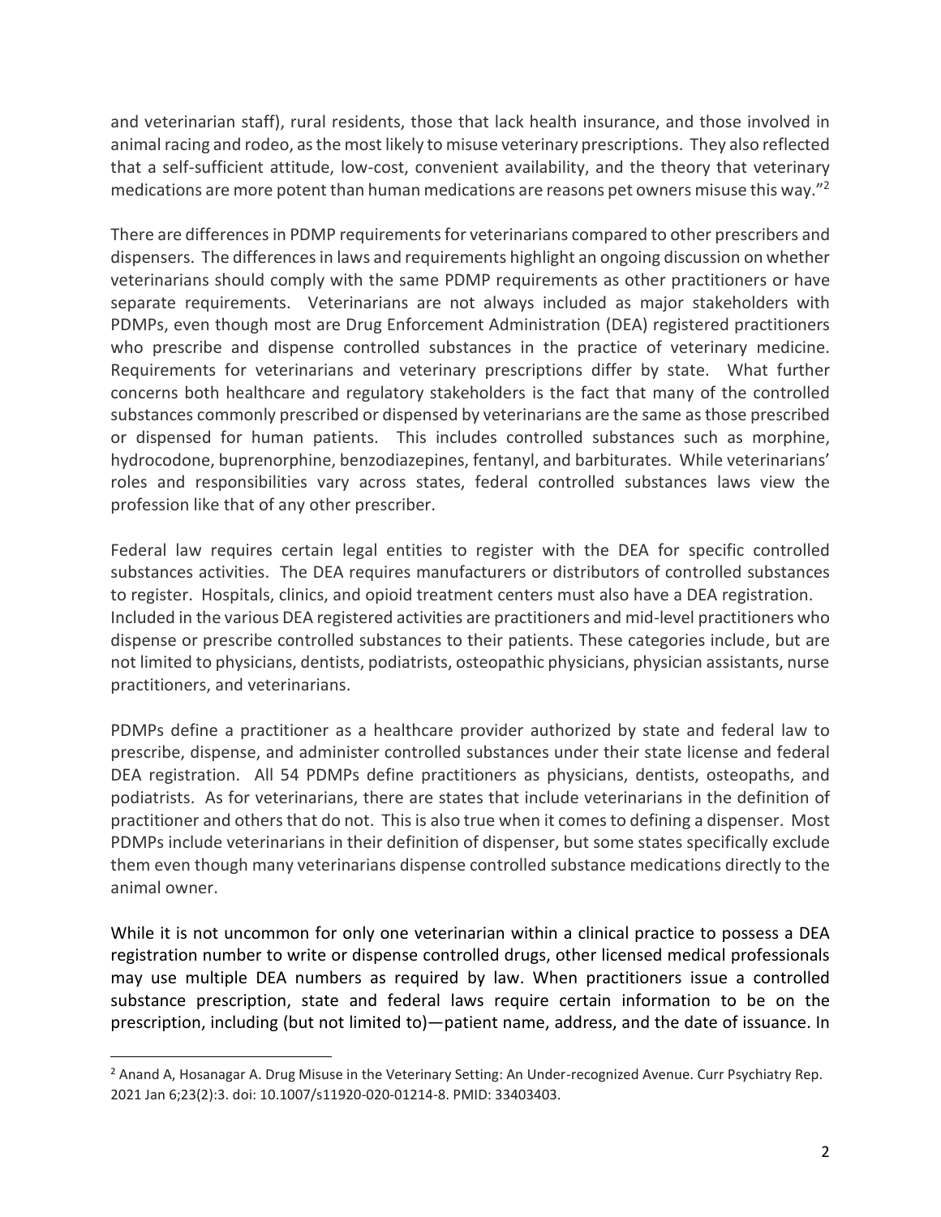and veterinarian staff), rural residents, those that lack health insurance, and those involved in animal racing and rodeo, as the most likely to misuse veterinary prescriptions. They also reflected that a self-sufficient attitude, low-cost, convenient availability, and the theory that veterinary medications are more potent than human medications are reasons pet owners misuse this way."[2]

There are differences in PDMP requirements for veterinarians compared to other prescribers and dispensers. The differences in laws and requirements highlight an ongoing discussion on whether veterinarians should comply with the same PDMP requirements as other practitioners or have separate requirements. Veterinarians are not always included as major stakeholders with PDMPs, even though most are Drug Enforcement Administration (DEA) registered practitioners who prescribe and dispense controlled substances in the practice of veterinary medicine. Requirements for veterinarians and veterinary prescriptions differ by state. What further concerns both healthcare and regulatory stakeholders is the fact that many of the controlled substances commonly prescribed or dispensed by veterinarians are the same as those prescribed or dispensed for human patients. This includes controlled substances such as morphine, hydrocodone, buprenorphine, benzodiazepines, fentanyl, and barbiturates. While veterinarians' roles and responsibilities vary across states, federal controlled substances laws view the profession like that of any other prescriber.

Federal law requires certain legal entities to register with the DEA for specific controlled substances activities. The DEA requires manufacturers or distributors of controlled substances to register. Hospitals, clinics, and opioid treatment centers must also have a DEA registration. Included in the various DEA registered activities are practitioners and mid-level practitioners who dispense or prescribe controlled substances to their patients. These categories include, but are not limited to physicians, dentists, podiatrists, osteopathic physicians, physician assistants, nurse practitioners, and veterinarians.

PDMPs define a practitioner as a healthcare provider authorized by state and federal law to prescribe, dispense, and administer controlled substances under their state license and federal DEA registration. All 54 PDMPs define practitioners as physicians, dentists, osteopaths, and podiatrists. As for veterinarians, there are states that include veterinarians in the definition of practitioner and others that do not. This is also true when it comes to defining a dispenser. Most PDMPs include veterinarians in their definition of dispenser, but some states specifically exclude them even though many veterinarians dispense controlled substance medications directly to the animal owner.

While it is not uncommon for only one veterinarian within a clinical practice to possess a DEA registration number to write or dispense controlled drugs, other licensed medical professionals may use multiple DEA numbers as required by law. When practitioners issue a controlled substance prescription, state and federal laws require certain information to be on the prescription, including (but not limited to)—patient name, address, and the date of issuance. In

[2] Anand A, Hosanagar A. Drug Misuse in the Veterinary Setting: An Under-recognized Avenue. Curr Psychiatry Rep. 2021 Jan 6;23(2):3. doi: 10.1007/s11920-020-01214-8. PMID: 33403403.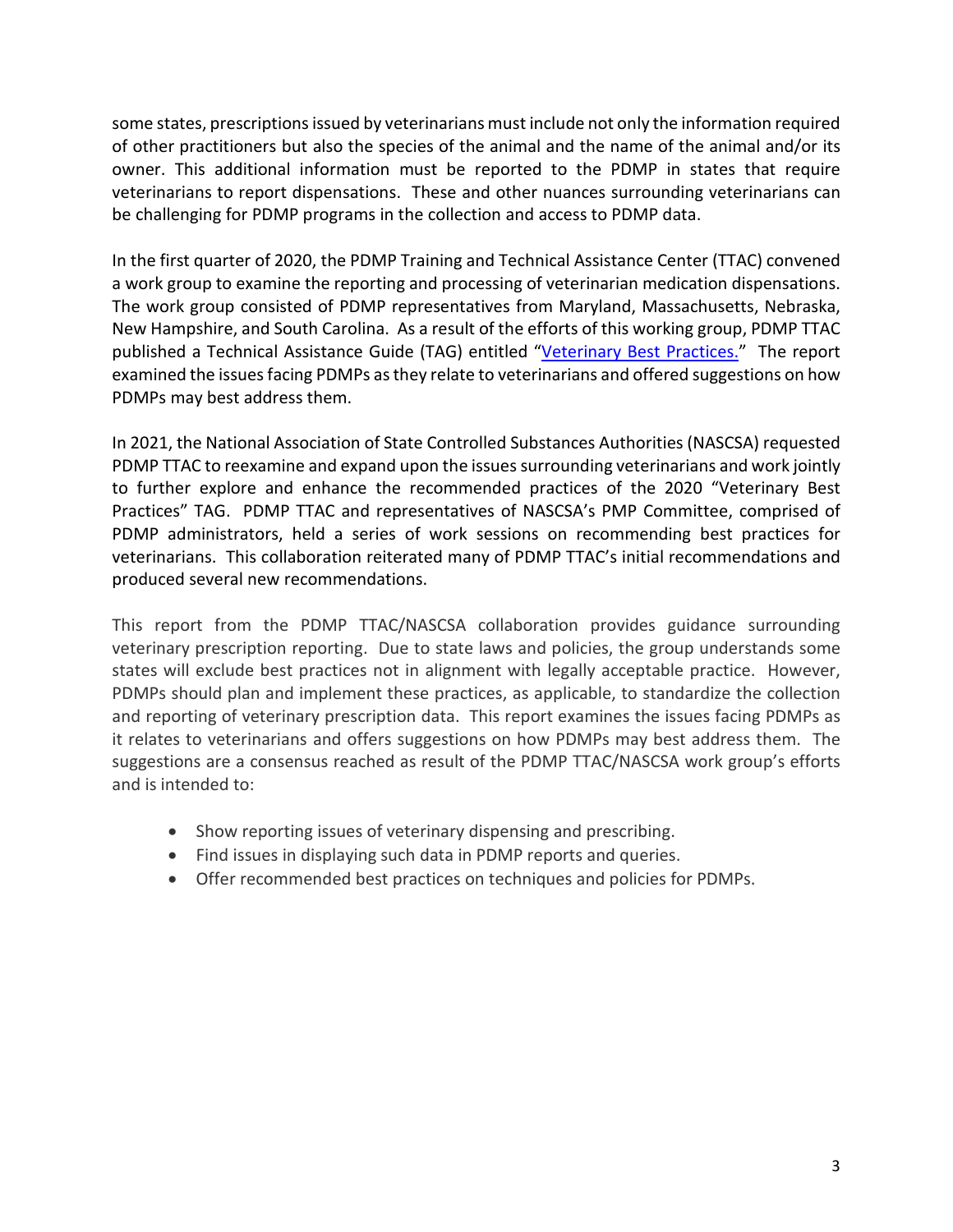some states, prescriptions issued by veterinarians must include not only the information required of other practitioners but also the species of the animal and the name of the animal and/or its owner. This additional information must be reported to the PDMP in states that require veterinarians to report dispensations. These and other nuances surrounding veterinarians can be challenging for PDMP programs in the collection and access to PDMP data.

In the first quarter of 2020, the PDMP Training and Technical Assistance Center (TTAC) convened a work group to examine the reporting and processing of veterinarian medication dispensations. The work group consisted of PDMP representatives from Maryland, Massachusetts, Nebraska, New Hampshire, and South Carolina. As a result of the efforts of this working group, PDMP TTAC published a Technical Assistance Guide (TAG) entitled "Veterinary Best Practices." The report examined the issues facing PDMPs as they relate to veterinarians and offered suggestions on how PDMPs may best address them.

In 2021, the National Association of State Controlled Substances Authorities (NASCSA) requested PDMP TTAC to reexamine and expand upon the issues surrounding veterinarians and work jointly to further explore and enhance the recommended practices of the 2020 "Veterinary Best Practices" TAG. PDMP TTAC and representatives of NASCSA's PMP Committee, comprised of PDMP administrators, held a series of work sessions on recommending best practices for veterinarians. This collaboration reiterated many of PDMP TTAC's initial recommendations and produced several new recommendations.

This report from the PDMP TTAC/NASCSA collaboration provides guidance surrounding veterinary prescription reporting. Due to state laws and policies, the group understands some states will exclude best practices not in alignment with legally acceptable practice. However, PDMPs should plan and implement these practices, as applicable, to standardize the collection and reporting of veterinary prescription data. This report examines the issues facing PDMPs as it relates to veterinarians and offers suggestions on how PDMPs may best address them. The suggestions are a consensus reached as result of the PDMP TTAC/NASCSA work group's efforts and is intended to:

- Show reporting issues of veterinary dispensing and prescribing.
- Find issues in displaying such data in PDMP reports and queries.
- Offer recommended best practices on techniques and policies for PDMPs.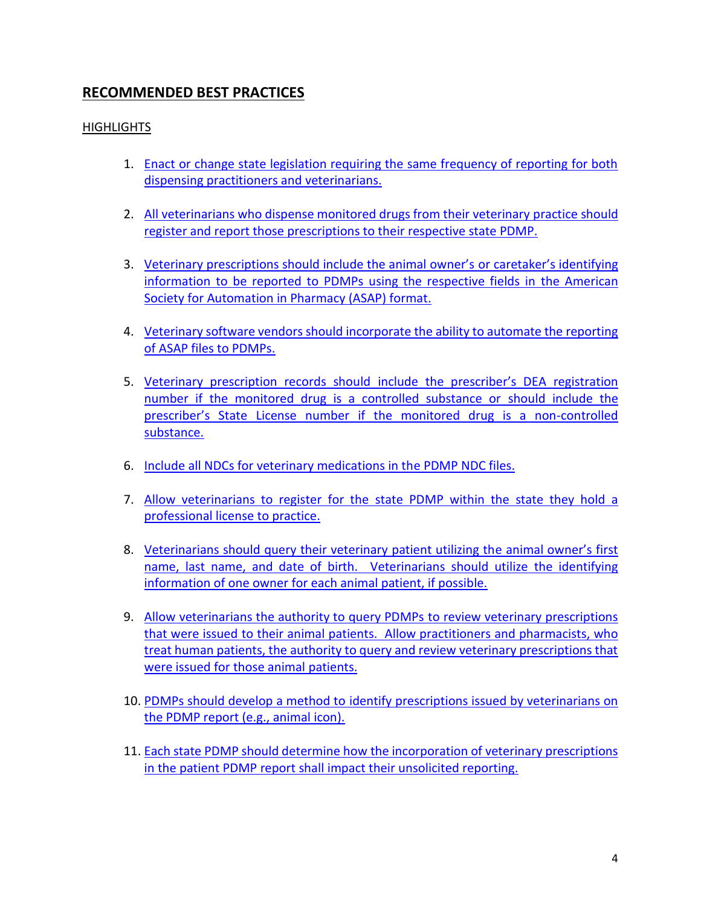## RECOMMENDED BEST PRACTICES

HIGHLIGHTS

1. Enact or change state legislation requiring the same frequency of reporting for both dispensing practitioners and veterinarians.

2. All veterinarians who dispense monitored drugs from their veterinary practice should register and report those prescriptions to their respective state PDMP.

3. Veterinary prescriptions should include the animal owner's or caretaker's identifying information to be reported to PDMPs using the respective fields in the American Society for Automation in Pharmacy (ASAP) format.

4. Veterinary software vendors should incorporate the ability to automate the reporting of ASAP files to PDMPs.

5. Veterinary prescription records should include the prescriber's DEA registration number if the monitored drug is a controlled substance or should include the prescriber's State License number if the monitored drug is a non-controlled substance.

6. Include all NDCs for veterinary medications in the PDMP NDC files.

7. Allow veterinarians to register for the state PDMP within the state they hold a professional license to practice.

8. Veterinarians should query their veterinary patient utilizing the animal owner's first name, last name, and date of birth. Veterinarians should utilize the identifying information of one owner for each animal patient, if possible.

9. Allow veterinarians the authority to query PDMPs to review veterinary prescriptions that were issued to their animal patients. Allow practitioners and pharmacists, who treat human patients, the authority to query and review veterinary prescriptions that were issued for those animal patients.

10. PDMPs should develop a method to identify prescriptions issued by veterinarians on the PDMP report (e.g., animal icon).

11. Each state PDMP should determine how the incorporation of veterinary prescriptions in the patient PDMP report shall impact their unsolicited reporting.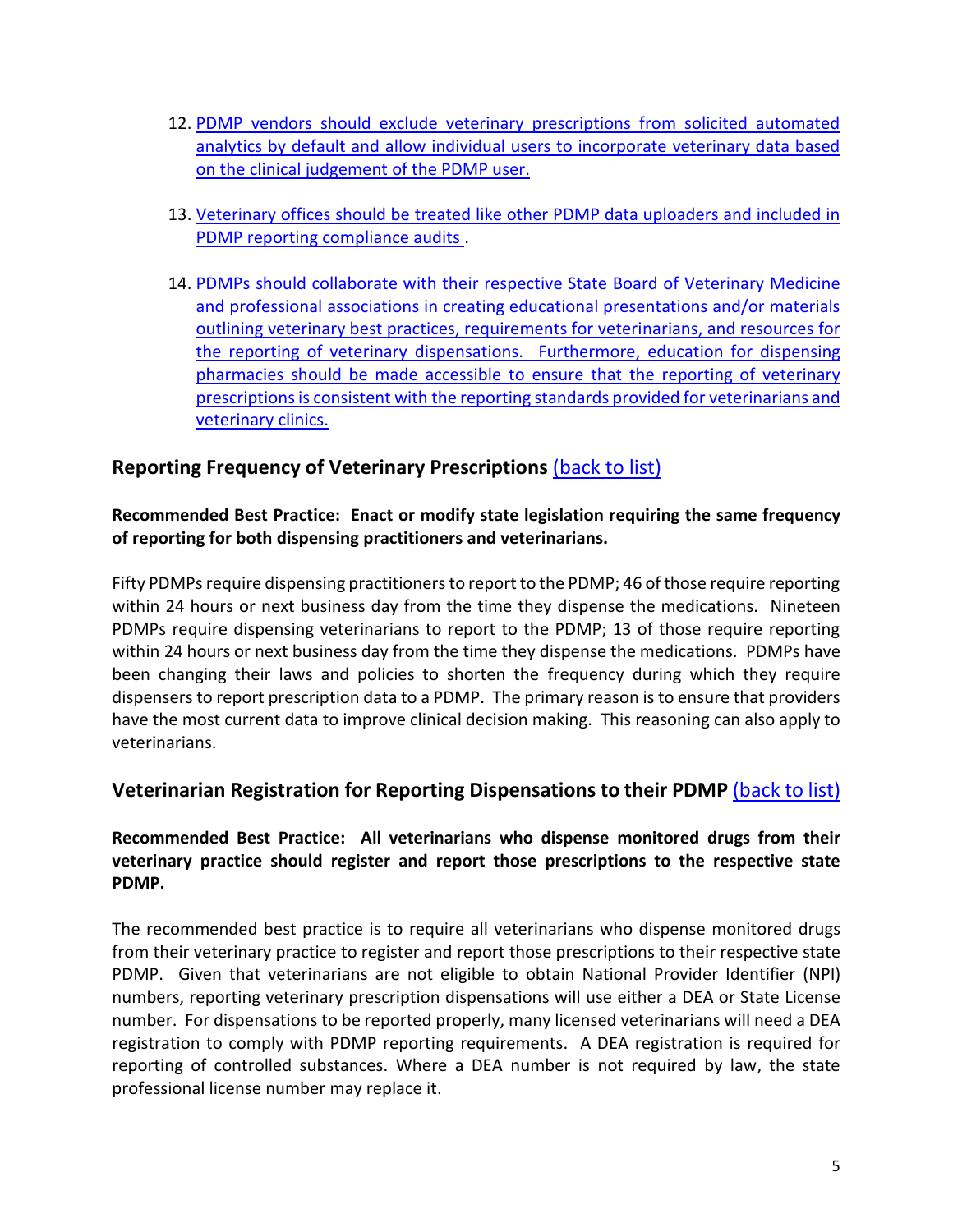12. PDMP vendors should exclude veterinary prescriptions from solicited automated analytics by default and allow individual users to incorporate veterinary data based on the clinical judgement of the PDMP user.

13. Veterinary offices should be treated like other PDMP data uploaders and included in PDMP reporting compliance audits .

14. PDMPs should collaborate with their respective State Board of Veterinary Medicine and professional associations in creating educational presentations and/or materials outlining veterinary best practices, requirements for veterinarians, and resources for the reporting of veterinary dispensations. Furthermore, education for dispensing pharmacies should be made accessible to ensure that the reporting of veterinary prescriptions is consistent with the reporting standards provided for veterinarians and veterinary clinics.

## Reporting Frequency of Veterinary Prescriptions (back to list)

**Recommended Best Practice: Enact or modify state legislation requiring the same frequency of reporting for both dispensing practitioners and veterinarians.**

Fifty PDMPs require dispensing practitioners to report to the PDMP; 46 of those require reporting within 24 hours or next business day from the time they dispense the medications. Nineteen PDMPs require dispensing veterinarians to report to the PDMP; 13 of those require reporting within 24 hours or next business day from the time they dispense the medications. PDMPs have been changing their laws and policies to shorten the frequency during which they require dispensers to report prescription data to a PDMP. The primary reason is to ensure that providers have the most current data to improve clinical decision making. This reasoning can also apply to veterinarians.

## Veterinarian Registration for Reporting Dispensations to their PDMP (back to list)

**Recommended Best Practice: All veterinarians who dispense monitored drugs from their veterinary practice should register and report those prescriptions to the respective state PDMP.**

The recommended best practice is to require all veterinarians who dispense monitored drugs from their veterinary practice to register and report those prescriptions to their respective state PDMP. Given that veterinarians are not eligible to obtain National Provider Identifier (NPI) numbers, reporting veterinary prescription dispensations will use either a DEA or State License number. For dispensations to be reported properly, many licensed veterinarians will need a DEA registration to comply with PDMP reporting requirements. A DEA registration is required for reporting of controlled substances. Where a DEA number is not required by law, the state professional license number may replace it.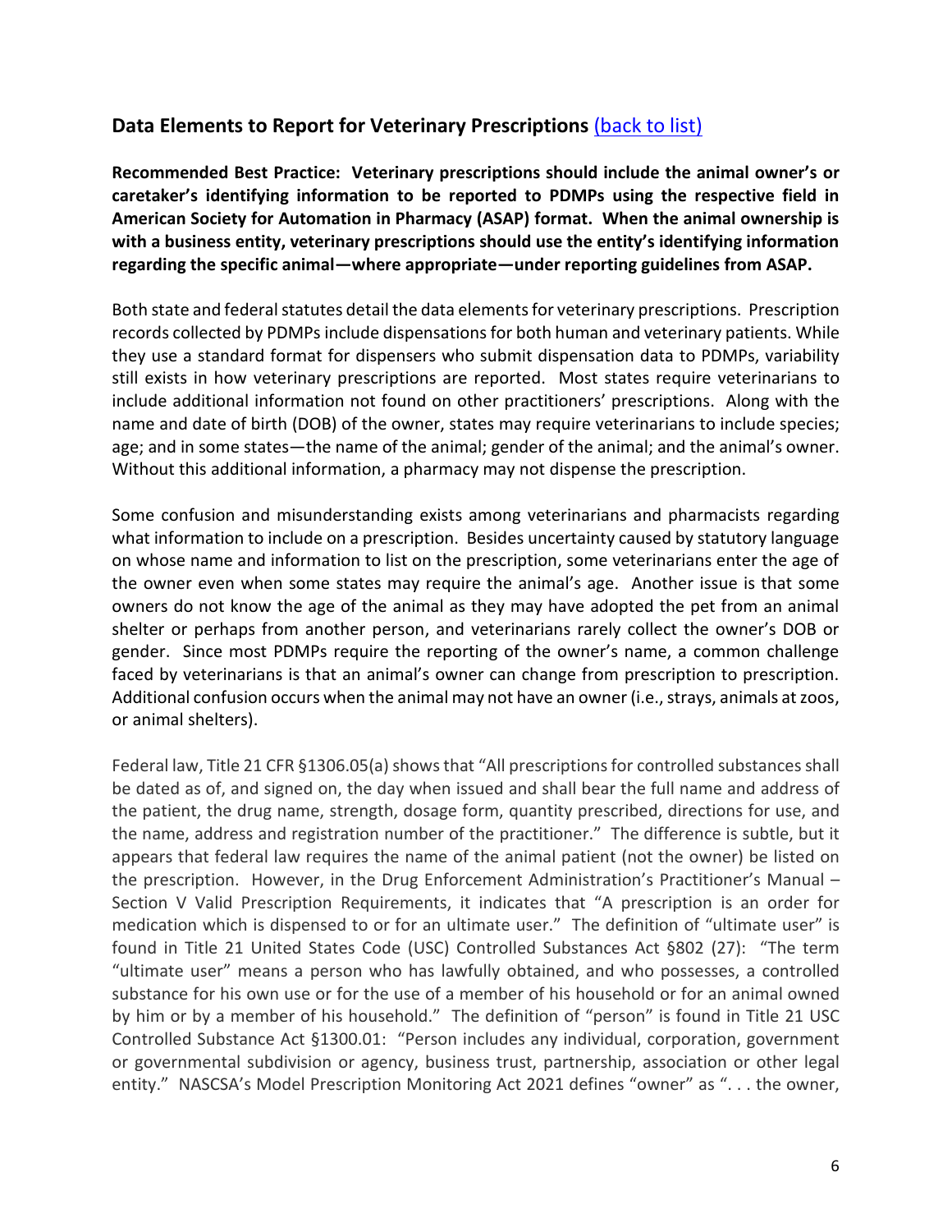## Data Elements to Report for Veterinary Prescriptions [(back to list)]

**Recommended Best Practice: Veterinary prescriptions should include the animal owner's or caretaker's identifying information to be reported to PDMPs using the respective field in American Society for Automation in Pharmacy (ASAP) format. When the animal ownership is with a business entity, veterinary prescriptions should use the entity's identifying information regarding the specific animal—where appropriate—under reporting guidelines from ASAP.**

Both state and federal statutes detail the data elements for veterinary prescriptions. Prescription records collected by PDMPs include dispensations for both human and veterinary patients. While they use a standard format for dispensers who submit dispensation data to PDMPs, variability still exists in how veterinary prescriptions are reported. Most states require veterinarians to include additional information not found on other practitioners' prescriptions. Along with the name and date of birth (DOB) of the owner, states may require veterinarians to include species; age; and in some states—the name of the animal; gender of the animal; and the animal's owner. Without this additional information, a pharmacy may not dispense the prescription.

Some confusion and misunderstanding exists among veterinarians and pharmacists regarding what information to include on a prescription. Besides uncertainty caused by statutory language on whose name and information to list on the prescription, some veterinarians enter the age of the owner even when some states may require the animal's age. Another issue is that some owners do not know the age of the animal as they may have adopted the pet from an animal shelter or perhaps from another person, and veterinarians rarely collect the owner's DOB or gender. Since most PDMPs require the reporting of the owner's name, a common challenge faced by veterinarians is that an animal's owner can change from prescription to prescription. Additional confusion occurs when the animal may not have an owner (i.e., strays, animals at zoos, or animal shelters).

Federal law, Title 21 CFR §1306.05(a) shows that "All prescriptions for controlled substances shall be dated as of, and signed on, the day when issued and shall bear the full name and address of the patient, the drug name, strength, dosage form, quantity prescribed, directions for use, and the name, address and registration number of the practitioner." The difference is subtle, but it appears that federal law requires the name of the animal patient (not the owner) be listed on the prescription. However, in the Drug Enforcement Administration's Practitioner's Manual – Section V Valid Prescription Requirements, it indicates that "A prescription is an order for medication which is dispensed to or for an ultimate user." The definition of "ultimate user" is found in Title 21 United States Code (USC) Controlled Substances Act §802 (27): "The term "ultimate user" means a person who has lawfully obtained, and who possesses, a controlled substance for his own use or for the use of a member of his household or for an animal owned by him or by a member of his household." The definition of "person" is found in Title 21 USC Controlled Substance Act §1300.01: "Person includes any individual, corporation, government or governmental subdivision or agency, business trust, partnership, association or other legal entity." NASCSA's Model Prescription Monitoring Act 2021 defines "owner" as ". . . the owner,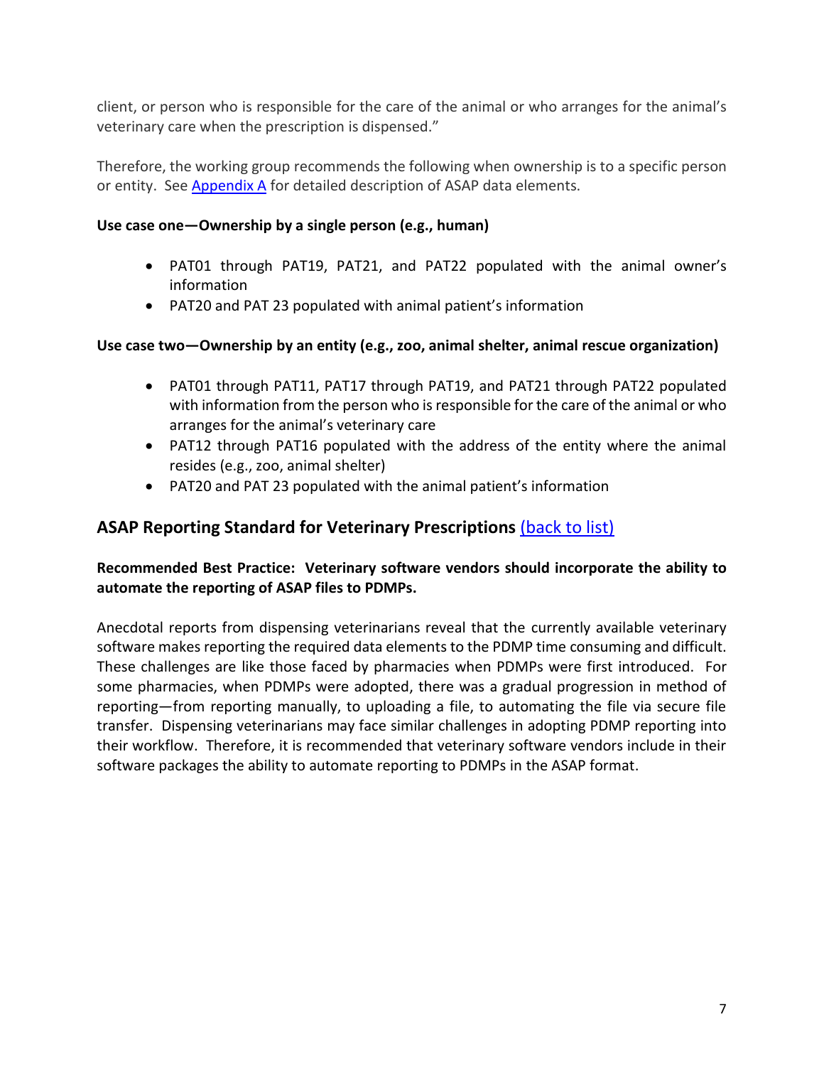client, or person who is responsible for the care of the animal or who arranges for the animal's veterinary care when the prescription is dispensed."

Therefore, the working group recommends the following when ownership is to a specific person or entity. See Appendix A for detailed description of ASAP data elements.

**Use case one—Ownership by a single person (e.g., human)**

- PAT01 through PAT19, PAT21, and PAT22 populated with the animal owner's information
- PAT20 and PAT 23 populated with animal patient's information

**Use case two—Ownership by an entity (e.g., zoo, animal shelter, animal rescue organization)**

- PAT01 through PAT11, PAT17 through PAT19, and PAT21 through PAT22 populated with information from the person who is responsible for the care of the animal or who arranges for the animal's veterinary care
- PAT12 through PAT16 populated with the address of the entity where the animal resides (e.g., zoo, animal shelter)
- PAT20 and PAT 23 populated with the animal patient's information

## ASAP Reporting Standard for Veterinary Prescriptions (back to list)

**Recommended Best Practice: Veterinary software vendors should incorporate the ability to automate the reporting of ASAP files to PDMPs.**

Anecdotal reports from dispensing veterinarians reveal that the currently available veterinary software makes reporting the required data elements to the PDMP time consuming and difficult. These challenges are like those faced by pharmacies when PDMPs were first introduced. For some pharmacies, when PDMPs were adopted, there was a gradual progression in method of reporting—from reporting manually, to uploading a file, to automating the file via secure file transfer. Dispensing veterinarians may face similar challenges in adopting PDMP reporting into their workflow. Therefore, it is recommended that veterinary software vendors include in their software packages the ability to automate reporting to PDMPs in the ASAP format.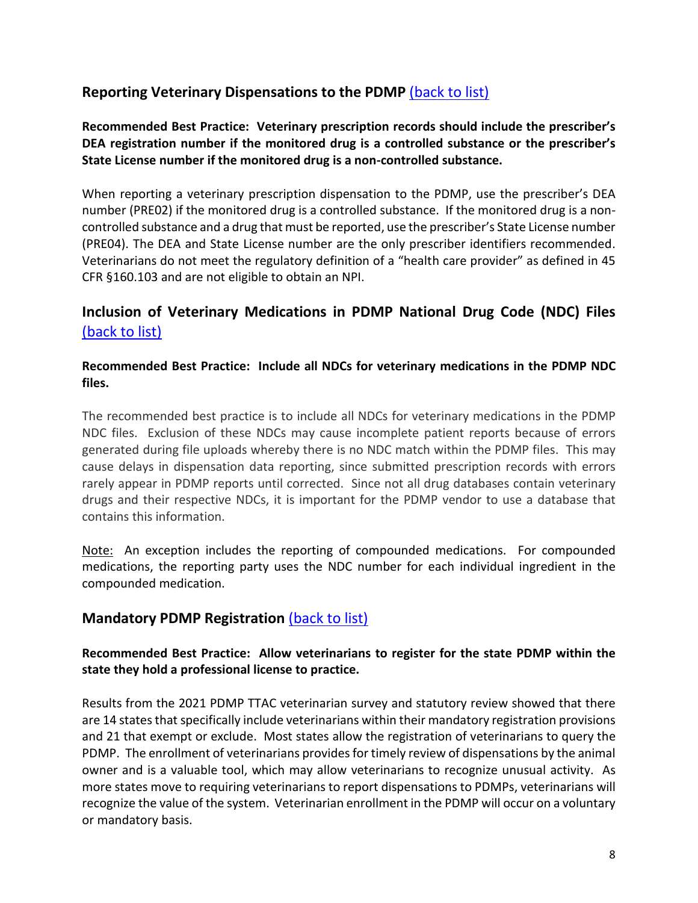## Reporting Veterinary Dispensations to the PDMP [(back to list)](#)

**Recommended Best Practice: Veterinary prescription records should include the prescriber's DEA registration number if the monitored drug is a controlled substance or the prescriber's State License number if the monitored drug is a non-controlled substance.**

When reporting a veterinary prescription dispensation to the PDMP, use the prescriber's DEA number (PRE02) if the monitored drug is a controlled substance. If the monitored drug is a non-controlled substance and a drug that must be reported, use the prescriber's State License number (PRE04). The DEA and State License number are the only prescriber identifiers recommended. Veterinarians do not meet the regulatory definition of a "health care provider" as defined in 45 CFR §160.103 and are not eligible to obtain an NPI.

## Inclusion of Veterinary Medications in PDMP National Drug Code (NDC) Files [(back to list)](#)

**Recommended Best Practice: Include all NDCs for veterinary medications in the PDMP NDC files.**

The recommended best practice is to include all NDCs for veterinary medications in the PDMP NDC files. Exclusion of these NDCs may cause incomplete patient reports because of errors generated during file uploads whereby there is no NDC match within the PDMP files. This may cause delays in dispensation data reporting, since submitted prescription records with errors rarely appear in PDMP reports until corrected. Since not all drug databases contain veterinary drugs and their respective NDCs, it is important for the PDMP vendor to use a database that contains this information.

Note: An exception includes the reporting of compounded medications. For compounded medications, the reporting party uses the NDC number for each individual ingredient in the compounded medication.

## Mandatory PDMP Registration [(back to list)](#)

**Recommended Best Practice: Allow veterinarians to register for the state PDMP within the state they hold a professional license to practice.**

Results from the 2021 PDMP TTAC veterinarian survey and statutory review showed that there are 14 states that specifically include veterinarians within their mandatory registration provisions and 21 that exempt or exclude. Most states allow the registration of veterinarians to query the PDMP. The enrollment of veterinarians provides for timely review of dispensations by the animal owner and is a valuable tool, which may allow veterinarians to recognize unusual activity. As more states move to requiring veterinarians to report dispensations to PDMPs, veterinarians will recognize the value of the system. Veterinarian enrollment in the PDMP will occur on a voluntary or mandatory basis.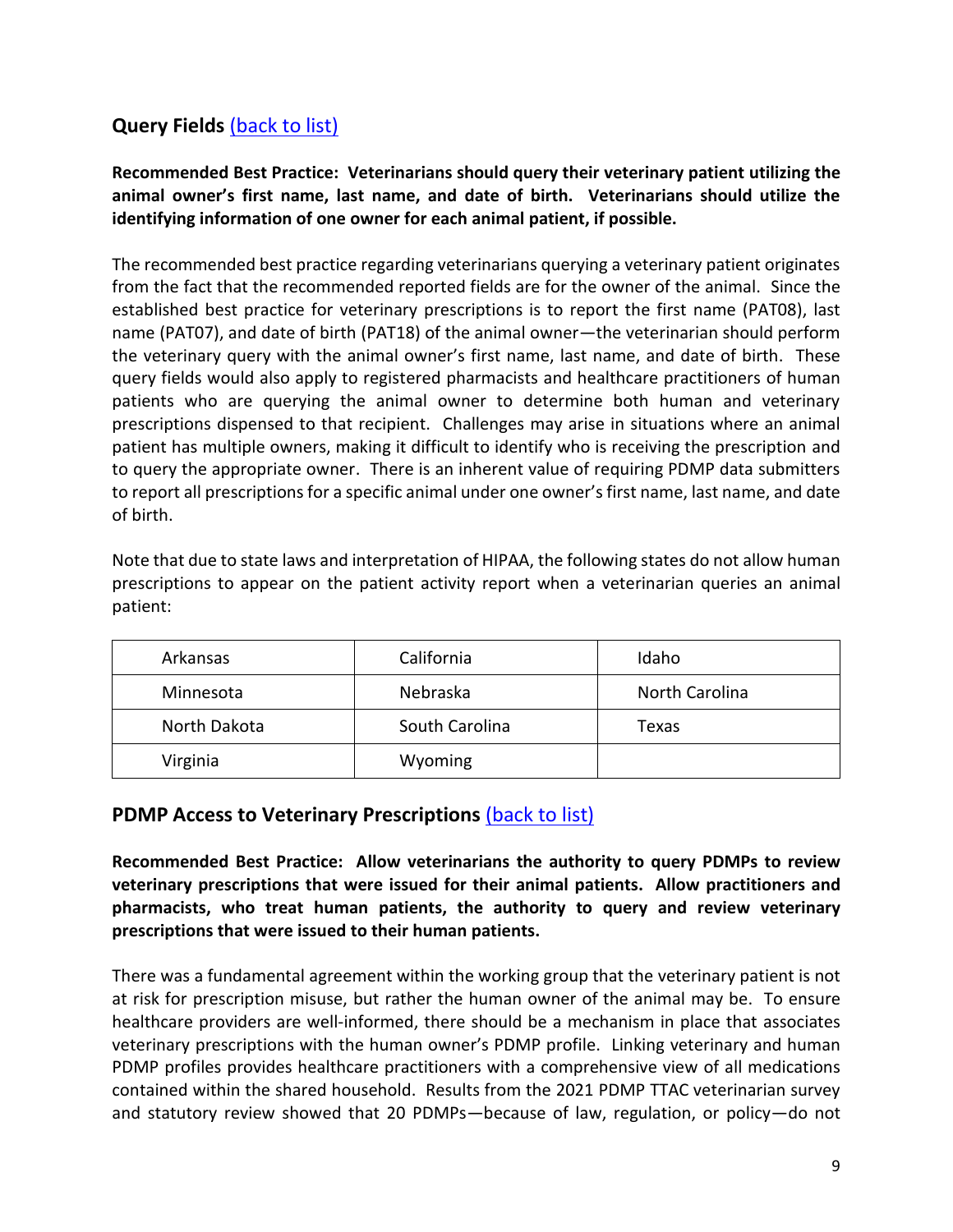## Query Fields [(back to list)]

**Recommended Best Practice: Veterinarians should query their veterinary patient utilizing the animal owner's first name, last name, and date of birth. Veterinarians should utilize the identifying information of one owner for each animal patient, if possible.**

The recommended best practice regarding veterinarians querying a veterinary patient originates from the fact that the recommended reported fields are for the owner of the animal. Since the established best practice for veterinary prescriptions is to report the first name (PAT08), last name (PAT07), and date of birth (PAT18) of the animal owner—the veterinarian should perform the veterinary query with the animal owner's first name, last name, and date of birth. These query fields would also apply to registered pharmacists and healthcare practitioners of human patients who are querying the animal owner to determine both human and veterinary prescriptions dispensed to that recipient. Challenges may arise in situations where an animal patient has multiple owners, making it difficult to identify who is receiving the prescription and to query the appropriate owner. There is an inherent value of requiring PDMP data submitters to report all prescriptions for a specific animal under one owner's first name, last name, and date of birth.

Note that due to state laws and interpretation of HIPAA, the following states do not allow human prescriptions to appear on the patient activity report when a veterinarian queries an animal patient:

| | | |
|---|---|---|
| Arkansas | California | Idaho |
| Minnesota | Nebraska | North Carolina |
| North Dakota | South Carolina | Texas |
| Virginia | Wyoming | |

## PDMP Access to Veterinary Prescriptions [(back to list)]

**Recommended Best Practice: Allow veterinarians the authority to query PDMPs to review veterinary prescriptions that were issued for their animal patients. Allow practitioners and pharmacists, who treat human patients, the authority to query and review veterinary prescriptions that were issued to their human patients.**

There was a fundamental agreement within the working group that the veterinary patient is not at risk for prescription misuse, but rather the human owner of the animal may be. To ensure healthcare providers are well-informed, there should be a mechanism in place that associates veterinary prescriptions with the human owner's PDMP profile. Linking veterinary and human PDMP profiles provides healthcare practitioners with a comprehensive view of all medications contained within the shared household. Results from the 2021 PDMP TTAC veterinarian survey and statutory review showed that 20 PDMPs—because of law, regulation, or policy—do not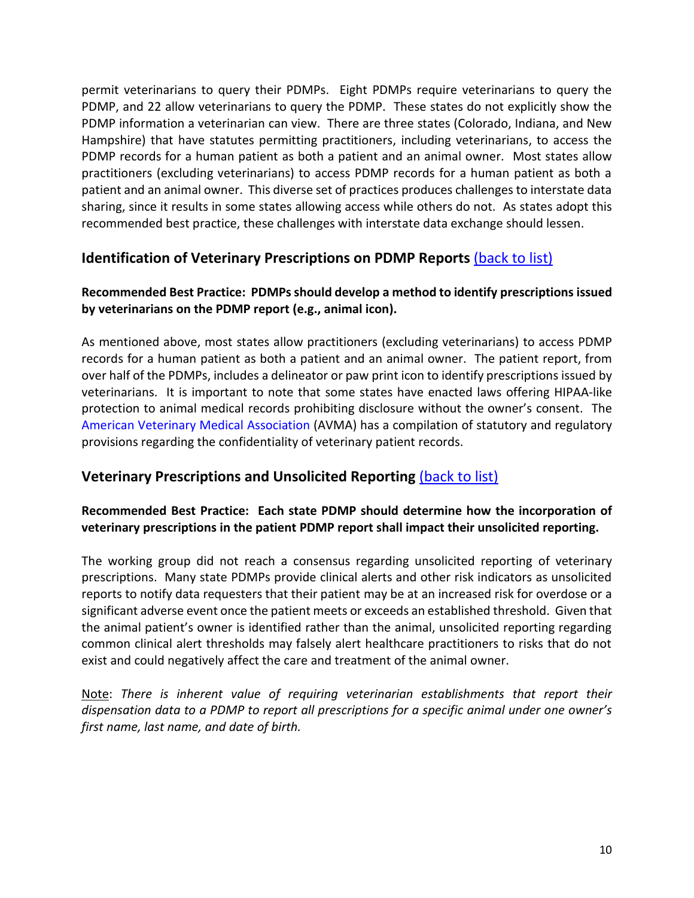permit veterinarians to query their PDMPs. Eight PDMPs require veterinarians to query the PDMP, and 22 allow veterinarians to query the PDMP. These states do not explicitly show the PDMP information a veterinarian can view. There are three states (Colorado, Indiana, and New Hampshire) that have statutes permitting practitioners, including veterinarians, to access the PDMP records for a human patient as both a patient and an animal owner. Most states allow practitioners (excluding veterinarians) to access PDMP records for a human patient as both a patient and an animal owner. This diverse set of practices produces challenges to interstate data sharing, since it results in some states allowing access while others do not. As states adopt this recommended best practice, these challenges with interstate data exchange should lessen.

## Identification of Veterinary Prescriptions on PDMP Reports (back to list)

**Recommended Best Practice: PDMPs should develop a method to identify prescriptions issued by veterinarians on the PDMP report (e.g., animal icon).**

As mentioned above, most states allow practitioners (excluding veterinarians) to access PDMP records for a human patient as both a patient and an animal owner. The patient report, from over half of the PDMPs, includes a delineator or paw print icon to identify prescriptions issued by veterinarians. It is important to note that some states have enacted laws offering HIPAA-like protection to animal medical records prohibiting disclosure without the owner's consent. The American Veterinary Medical Association (AVMA) has a compilation of statutory and regulatory provisions regarding the confidentiality of veterinary patient records.

## Veterinary Prescriptions and Unsolicited Reporting (back to list)

**Recommended Best Practice: Each state PDMP should determine how the incorporation of veterinary prescriptions in the patient PDMP report shall impact their unsolicited reporting.**

The working group did not reach a consensus regarding unsolicited reporting of veterinary prescriptions. Many state PDMPs provide clinical alerts and other risk indicators as unsolicited reports to notify data requesters that their patient may be at an increased risk for overdose or a significant adverse event once the patient meets or exceeds an established threshold. Given that the animal patient's owner is identified rather than the animal, unsolicited reporting regarding common clinical alert thresholds may falsely alert healthcare practitioners to risks that do not exist and could negatively affect the care and treatment of the animal owner.

Note: *There is inherent value of requiring veterinarian establishments that report their dispensation data to a PDMP to report all prescriptions for a specific animal under one owner's first name, last name, and date of birth.*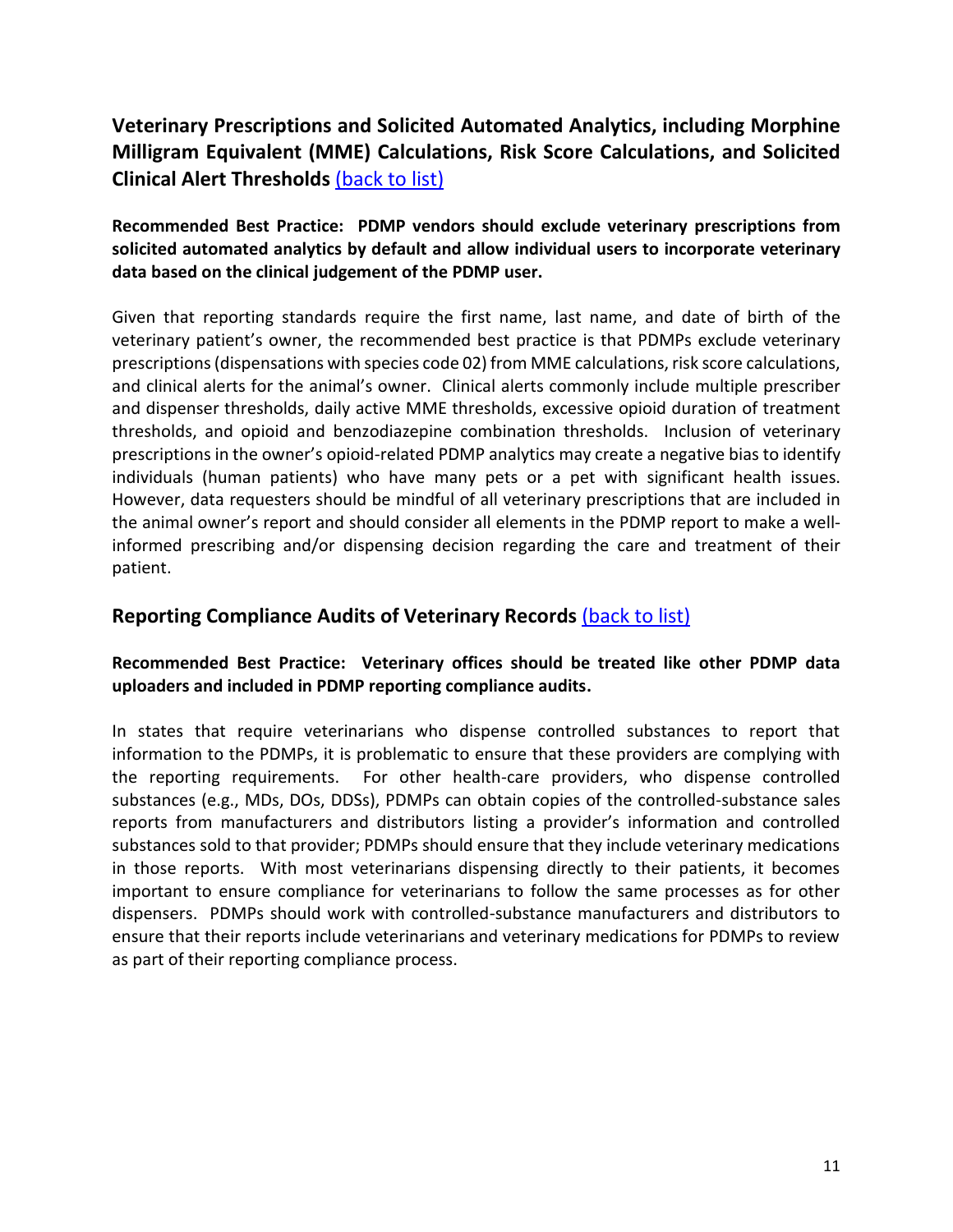## Veterinary Prescriptions and Solicited Automated Analytics, including Morphine Milligram Equivalent (MME) Calculations, Risk Score Calculations, and Solicited Clinical Alert Thresholds [(back to list)]

**Recommended Best Practice: PDMP vendors should exclude veterinary prescriptions from solicited automated analytics by default and allow individual users to incorporate veterinary data based on the clinical judgement of the PDMP user.**

Given that reporting standards require the first name, last name, and date of birth of the veterinary patient's owner, the recommended best practice is that PDMPs exclude veterinary prescriptions (dispensations with species code 02) from MME calculations, risk score calculations, and clinical alerts for the animal's owner. Clinical alerts commonly include multiple prescriber and dispenser thresholds, daily active MME thresholds, excessive opioid duration of treatment thresholds, and opioid and benzodiazepine combination thresholds. Inclusion of veterinary prescriptions in the owner's opioid-related PDMP analytics may create a negative bias to identify individuals (human patients) who have many pets or a pet with significant health issues. However, data requesters should be mindful of all veterinary prescriptions that are included in the animal owner's report and should consider all elements in the PDMP report to make a well-informed prescribing and/or dispensing decision regarding the care and treatment of their patient.

## Reporting Compliance Audits of Veterinary Records [(back to list)]

**Recommended Best Practice: Veterinary offices should be treated like other PDMP data uploaders and included in PDMP reporting compliance audits.**

In states that require veterinarians who dispense controlled substances to report that information to the PDMPs, it is problematic to ensure that these providers are complying with the reporting requirements. For other health-care providers, who dispense controlled substances (e.g., MDs, DOs, DDSs), PDMPs can obtain copies of the controlled-substance sales reports from manufacturers and distributors listing a provider's information and controlled substances sold to that provider; PDMPs should ensure that they include veterinary medications in those reports. With most veterinarians dispensing directly to their patients, it becomes important to ensure compliance for veterinarians to follow the same processes as for other dispensers. PDMPs should work with controlled-substance manufacturers and distributors to ensure that their reports include veterinarians and veterinary medications for PDMPs to review as part of their reporting compliance process.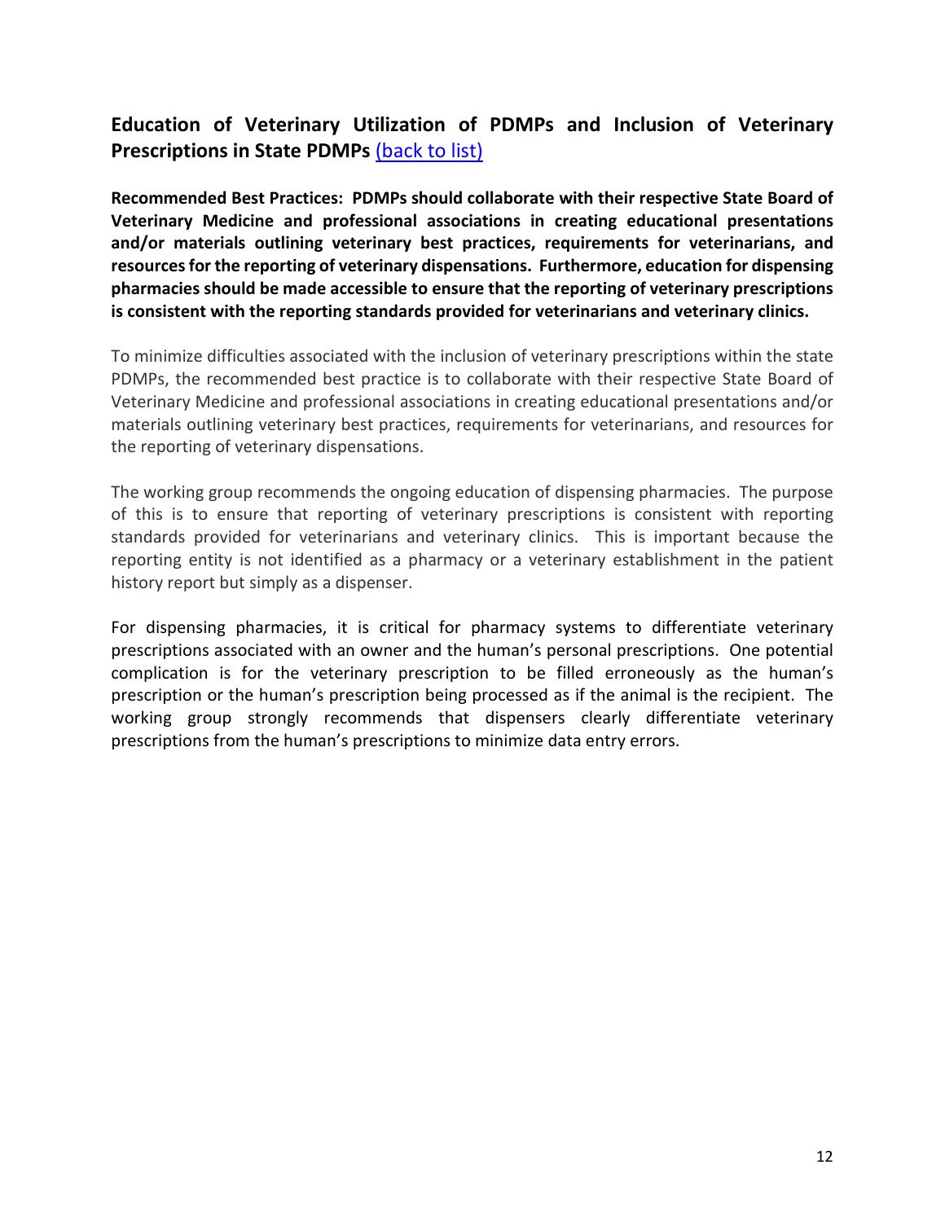## Education of Veterinary Utilization of PDMPs and Inclusion of Veterinary Prescriptions in State PDMPs [(back to list)]

**Recommended Best Practices: PDMPs should collaborate with their respective State Board of Veterinary Medicine and professional associations in creating educational presentations and/or materials outlining veterinary best practices, requirements for veterinarians, and resources for the reporting of veterinary dispensations. Furthermore, education for dispensing pharmacies should be made accessible to ensure that the reporting of veterinary prescriptions is consistent with the reporting standards provided for veterinarians and veterinary clinics.**

To minimize difficulties associated with the inclusion of veterinary prescriptions within the state PDMPs, the recommended best practice is to collaborate with their respective State Board of Veterinary Medicine and professional associations in creating educational presentations and/or materials outlining veterinary best practices, requirements for veterinarians, and resources for the reporting of veterinary dispensations.

The working group recommends the ongoing education of dispensing pharmacies. The purpose of this is to ensure that reporting of veterinary prescriptions is consistent with reporting standards provided for veterinarians and veterinary clinics. This is important because the reporting entity is not identified as a pharmacy or a veterinary establishment in the patient history report but simply as a dispenser.

For dispensing pharmacies, it is critical for pharmacy systems to differentiate veterinary prescriptions associated with an owner and the human's personal prescriptions. One potential complication is for the veterinary prescription to be filled erroneously as the human's prescription or the human's prescription being processed as if the animal is the recipient. The working group strongly recommends that dispensers clearly differentiate veterinary prescriptions from the human's prescriptions to minimize data entry errors.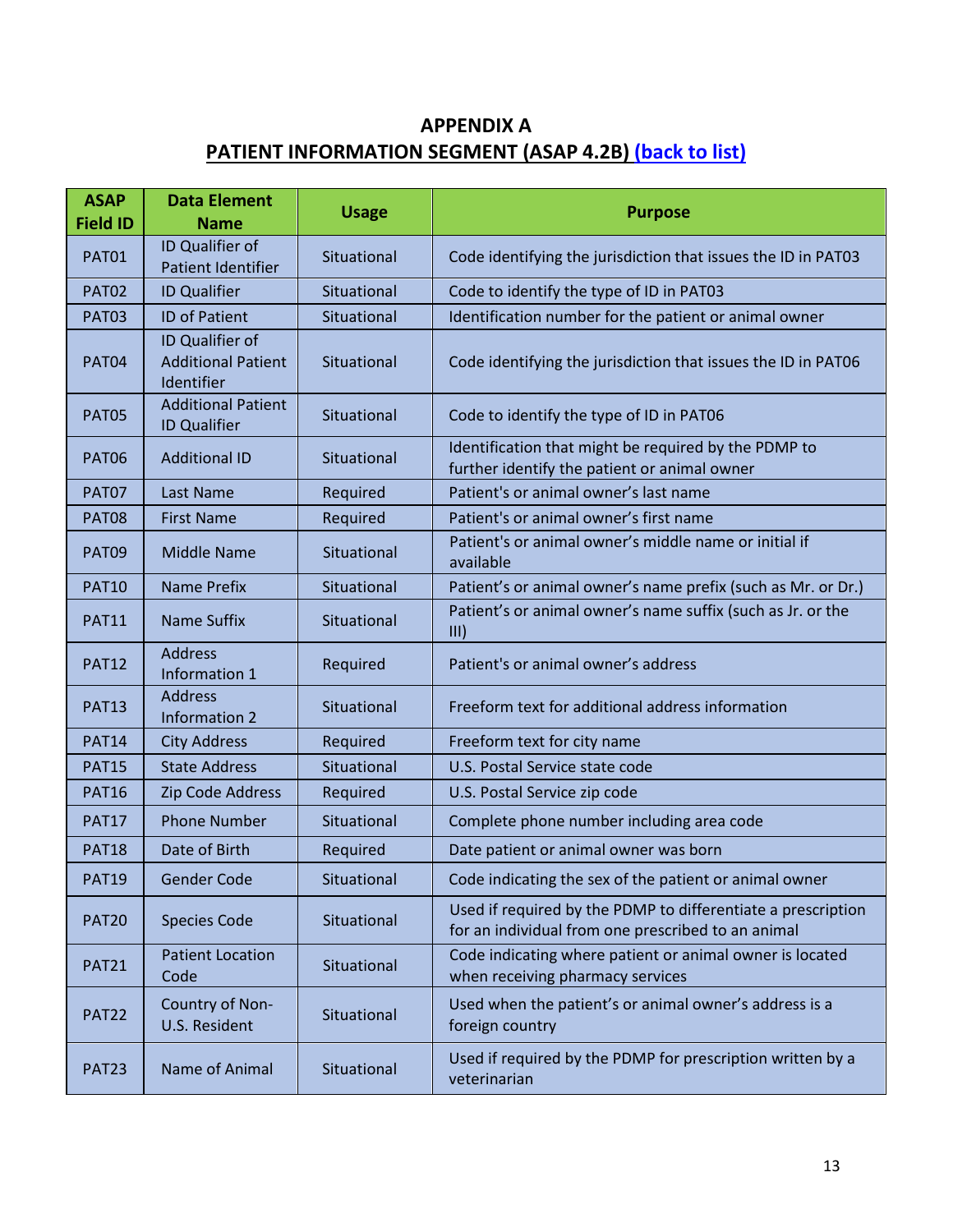# APPENDIX A

## PATIENT INFORMATION SEGMENT (ASAP 4.2B) (back to list)

| ASAP Field ID | Data Element Name | Usage | Purpose |
|---|---|---|---|
| PAT01 | ID Qualifier of Patient Identifier | Situational | Code identifying the jurisdiction that issues the ID in PAT03 |
| PAT02 | ID Qualifier | Situational | Code to identify the type of ID in PAT03 |
| PAT03 | ID of Patient | Situational | Identification number for the patient or animal owner |
| PAT04 | ID Qualifier of Additional Patient Identifier | Situational | Code identifying the jurisdiction that issues the ID in PAT06 |
| PAT05 | Additional Patient ID Qualifier | Situational | Code to identify the type of ID in PAT06 |
| PAT06 | Additional ID | Situational | Identification that might be required by the PDMP to further identify the patient or animal owner |
| PAT07 | Last Name | Required | Patient's or animal owner's last name |
| PAT08 | First Name | Required | Patient's or animal owner's first name |
| PAT09 | Middle Name | Situational | Patient's or animal owner's middle name or initial if available |
| PAT10 | Name Prefix | Situational | Patient's or animal owner's name prefix (such as Mr. or Dr.) |
| PAT11 | Name Suffix | Situational | Patient's or animal owner's name suffix (such as Jr. or the III) |
| PAT12 | Address Information 1 | Required | Patient's or animal owner's address |
| PAT13 | Address Information 2 | Situational | Freeform text for additional address information |
| PAT14 | City Address | Required | Freeform text for city name |
| PAT15 | State Address | Situational | U.S. Postal Service state code |
| PAT16 | Zip Code Address | Required | U.S. Postal Service zip code |
| PAT17 | Phone Number | Situational | Complete phone number including area code |
| PAT18 | Date of Birth | Required | Date patient or animal owner was born |
| PAT19 | Gender Code | Situational | Code indicating the sex of the patient or animal owner |
| PAT20 | Species Code | Situational | Used if required by the PDMP to differentiate a prescription for an individual from one prescribed to an animal |
| PAT21 | Patient Location Code | Situational | Code indicating where patient or animal owner is located when receiving pharmacy services |
| PAT22 | Country of Non-U.S. Resident | Situational | Used when the patient's or animal owner's address is a foreign country |
| PAT23 | Name of Animal | Situational | Used if required by the PDMP for prescription written by a veterinarian |